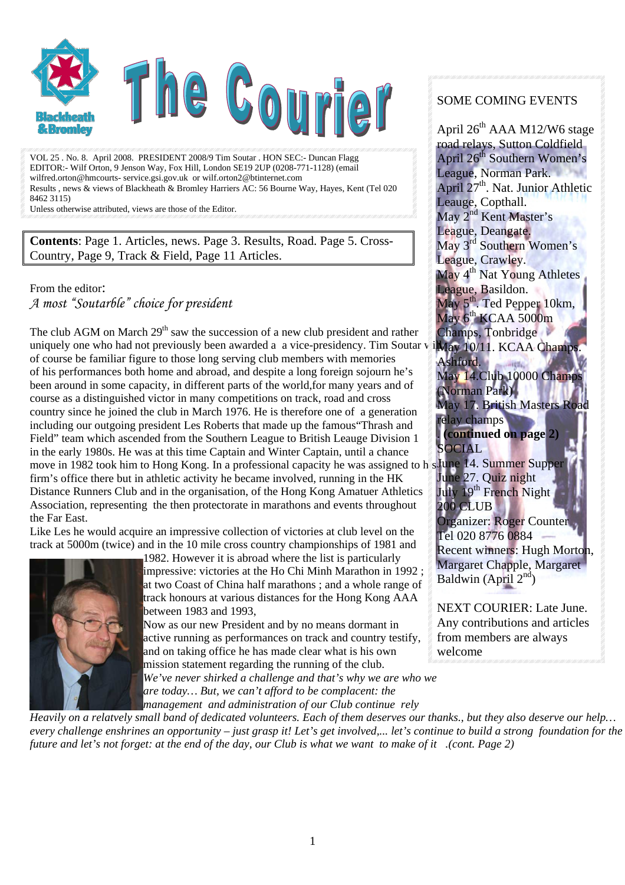# The Courier

VOL 25 . No. 8. April 2008. PRESIDENT 2008/9 Tim Soutar . HON SEC:- Duncan Flagg
EDITOR:- Wilf Orton, 9 Jenson Way, Fox Hill, London SE19 2UP (0208-771-1128) (email wilfred.orton@hmcourts- service.gsi.gov.uk or wilf.orton2@btinternet.com
Results , news & views of Blackheath & Bromley Harriers AC: 56 Bourne Way, Hayes, Kent (Tel 020 8462 3115)
Unless otherwise attributed, views are those of the Editor.

**Contents**: Page 1. Articles, news. Page 3. Results, Road. Page 5. Cross-Country, Page 9, Track & Field, Page 11 Articles.

From the editor:

## *A most "Soutarble" choice for president*

The club AGM on March 29th saw the succession of a new club president and rather uniquely one who had not previously been awarded a a vice-presidency. Tim Soutar will of course be familiar figure to those long serving club members with memories of his performances both home and abroad, and despite a long foreign sojourn he's been around in some capacity, in different parts of the world,for many years and of course as a distinguished victor in many competitions on track, road and cross country since he joined the club in March 1976. He is therefore one of a generation including our outgoing president Les Roberts that made up the famous"Thrash and Field" team which ascended from the Southern League to British Leauge Division 1 in the early 1980s. He was at this time Captain and Winter Captain, until a chance move in 1982 took him to Hong Kong. In a professional capacity he was assigned to his firm's office there but in athletic activity he became involved, running in the HK Distance Runners Club and in the organisation, of the Hong Kong Amatuer Athletics Association, representing the then protectorate in marathons and events throughout the Far East.

Like Les he would acquire an impressive collection of victories at club level on the track at 5000m (twice) and in the 10 mile cross country championships of 1981 and 1982. However it is abroad where the list is particularly impressive: victories at the Ho Chi Minh Marathon in 1992 ; at two Coast of China half marathons ; and a whole range of track honours at various distances for the Hong Kong AAA between 1983 and 1993,

Now as our new President and by no means dormant in active running as performances on track and country testify, and on taking office he has made clear what is his own mission statement regarding the running of the club.

*We've never shirked a challenge and that's why we are who we are today… But, we can't afford to be complacent: the management and administration of our Club continue rely Heavily on a relatvely small band of dedicated volunteers. Each of them deserves our thanks., but they also deserve our help… every challenge enshrines an opportunity – just grasp it! Let's get involved,... let's continue to build a strong foundation for the future and let's not forget: at the end of the day, our Club is what we want to make of it .(cont. Page 2)*

---

### SOME COMING EVENTS

April 26th AAA M12/W6 stage road relays, Sutton Coldfield
April 26th Southern Women's League, Norman Park.
April 27th. Nat. Junior Athletic Leauge, Copthall.
May 2nd Kent Master's League, Deangate.
May 3rd Southern Women's League, Crawley.
May 4th Nat Young Athletes League, Basildon.
May 5th. Ted Pepper 10km,
May 6th KCAA 5000m Champs, Tonbridge
May 10/11. KCAA Champs. Ashford.
May 14.Club 10000 Champs (Norman Park)
May 17. British Masters Road relay champs
**(continued on page 2)**

SOCIAL
June 14. Summer Supper
June 27. Quiz night
July 19th French Night

200 CLUB
Organizer: Roger Counter
Tel 020 8776 0884
Recent winners: Hugh Morton, Margaret Chapple, Margaret Baldwin (April 2nd)

NEXT COURIER: Late June. Any contributions and articles from members are always welcome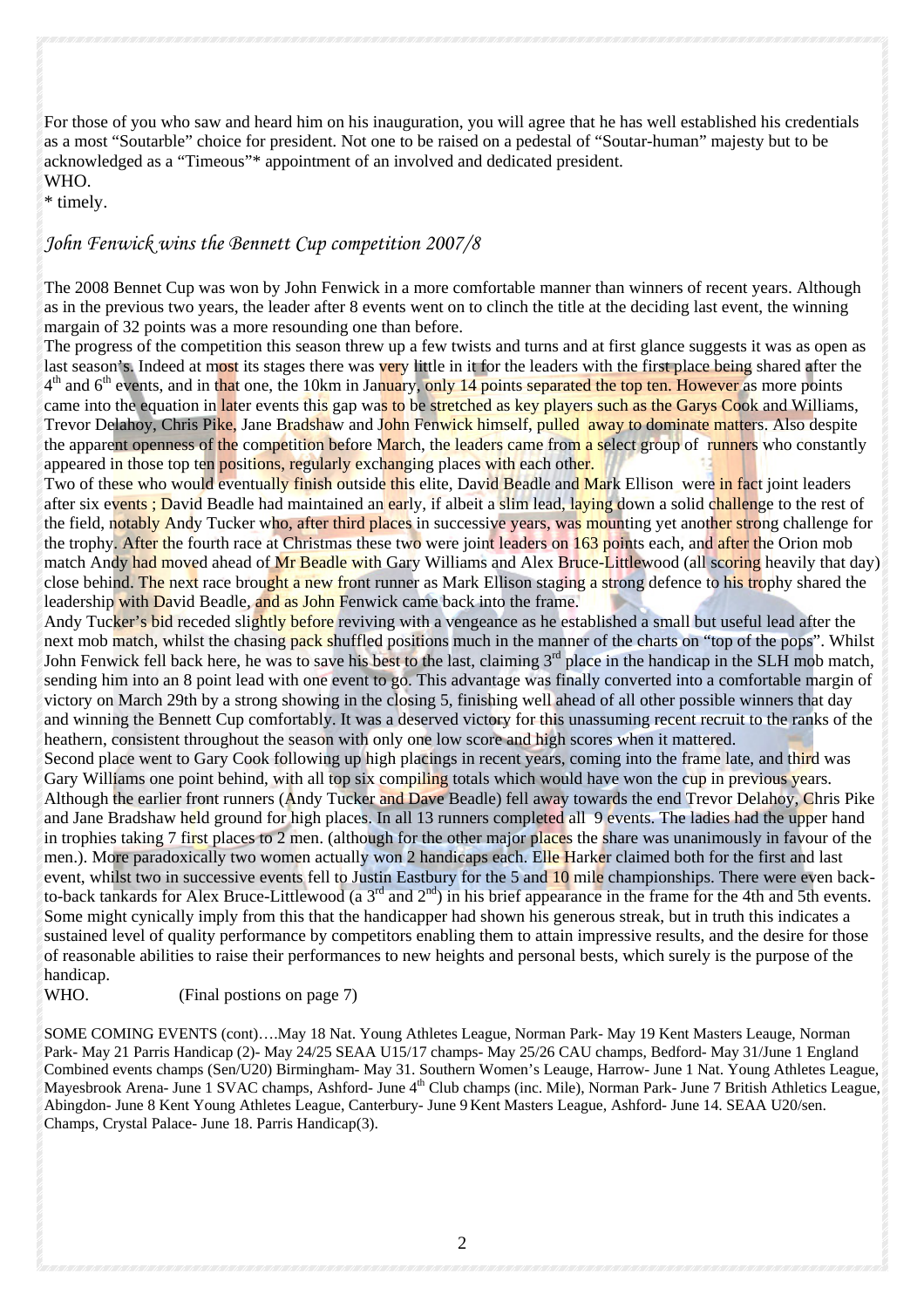For those of you who saw and heard him on his inauguration, you will agree that he has well established his credentials as a most "Soutarble" choice for president. Not one to be raised on a pedestal of "Soutar-human" majesty but to be acknowledged as a "Timeous"* appointment of an involved and dedicated president.
WHO.
* timely.

## *John Fenwick wins the Bennett Cup competition 2007/8*

The 2008 Bennet Cup was won by John Fenwick in a more comfortable manner than winners of recent years. Although as in the previous two years, the leader after 8 events went on to clinch the title at the deciding last event, the winning margin of 32 points was a more resounding one than before.
The progress of the competition this season threw up a few twists and turns and at first glance suggests it was as open as last season's. Indeed at most its stages there was very little in it for the leaders with the first place being shared after the 4th and 6th events, and in that one, the 10km in January, only 14 points separated the top ten. However as more points came into the equation in later events this gap was to be stretched as key players such as the Garys Cook and Williams, Trevor Delahoy, Chris Pike, Jane Bradshaw and John Fenwick himself, pulled away to dominate matters. Also despite the apparent openness of the competition before March, the leaders came from a select group of runners who constantly appeared in those top ten positions, regularly exchanging places with each other.
Two of these who would eventually finish outside this elite, David Beadle and Mark Ellison were in fact joint leaders after six events ; David Beadle had maintained an early, if albeit a slim lead, laying down a solid challenge to the rest of the field, notably Andy Tucker who, after third places in successive years, was mounting yet another strong challenge for the trophy. After the fourth race at Christmas these two were joint leaders on 163 points each, and after the Orion mob match Andy had moved ahead of Mr Beadle with Gary Williams and Alex Bruce-Littlewood (all scoring heavily that day) close behind. The next race brought a new front runner as Mark Ellison staging a strong defence to his trophy shared the leadership with David Beadle, and as John Fenwick came back into the frame.
Andy Tucker's bid receded slightly before reviving with a vengeance as he established a small but useful lead after the next mob match, whilst the chasing pack shuffled positions much in the manner of the charts on "top of the pops". Whilst John Fenwick fell back here, he was to save his best to the last, claiming 3rd place in the handicap in the SLH mob match, sending him into an 8 point lead with one event to go. This advantage was finally converted into a comfortable margin of victory on March 29th by a strong showing in the closing 5, finishing well ahead of all other possible winners that day and winning the Bennett Cup comfortably. It was a deserved victory for this unassuming recent recruit to the ranks of the heathern, consistent throughout the season with only one low score and high scores when it mattered.
Second place went to Gary Cook following up high placings in recent years, coming into the frame late, and third was Gary Williams one point behind, with all top six compiling totals which would have won the cup in previous years. Although the earlier front runners (Andy Tucker and Dave Beadle) fell away towards the end Trevor Delahoy, Chris Pike and Jane Bradshaw held ground for high places. In all 13 runners completed all 9 events. The ladies had the upper hand in trophies taking 7 first places to 2 men. (although for the other major places the share was unanimously in favour of the men.). More paradoxically two women actually won 2 handicaps each. Elle Harker claimed both for the first and last event, whilst two in successive events fell to Justin Eastbury for the 5 and 10 mile championships. There were even back-to-back tankards for Alex Bruce-Littlewood (a 3rd and 2nd) in his brief appearance in the frame for the 4th and 5th events. Some might cynically imply from this that the handicapper had shown his generous streak, but in truth this indicates a sustained level of quality performance by competitors enabling them to attain impressive results, and the desire for those of reasonable abilities to raise their performances to new heights and personal bests, which surely is the purpose of the handicap.
WHO. (Final postions on page 7)

SOME COMING EVENTS (cont)….May 18 Nat. Young Athletes League, Norman Park- May 19 Kent Masters Leauge, Norman Park- May 21 Parris Handicap (2)- May 24/25 SEAA U15/17 champs- May 25/26 CAU champs, Bedford- May 31/June 1 England Combined events champs (Sen/U20) Birmingham- May 31. Southern Women's Leauge, Harrow- June 1 Nat. Young Athletes League, Mayesbrook Arena- June 1 SVAC champs, Ashford- June 4th Club champs (inc. Mile), Norman Park- June 7 British Athletics League, Abingdon- June 8 Kent Young Athletes League, Canterbury- June 9 Kent Masters League, Ashford- June 14. SEAA U20/sen. Champs, Crystal Palace- June 18. Parris Handicap(3).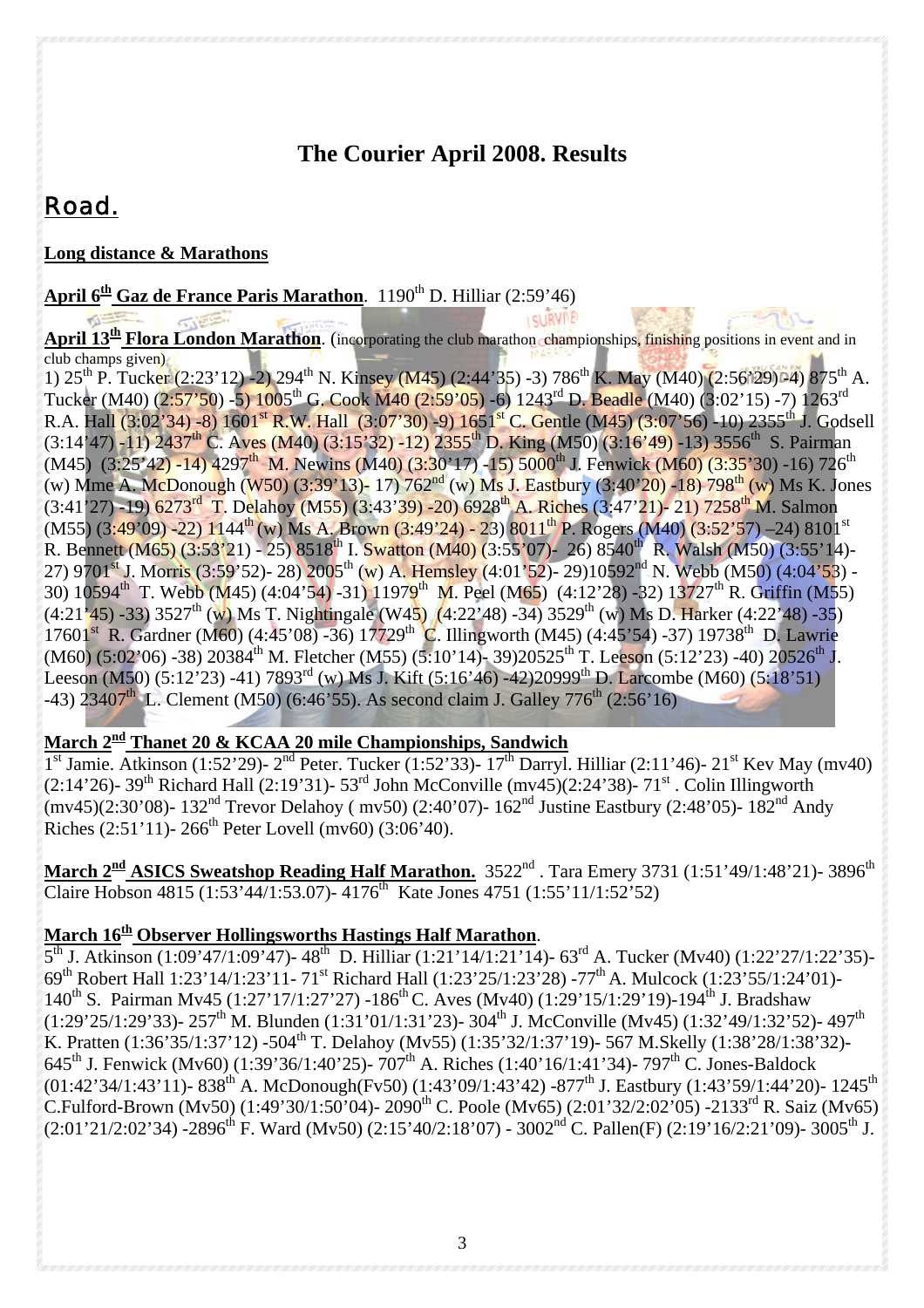# The Courier April 2008. Results

## Road.

**Long distance & Marathons**

**April 6th Gaz de France Paris Marathon**. 1190th D. Hilliar (2:59'46)

**April 13th Flora London Marathon**. (incorporating the club marathon championships, finishing positions in event and in club champs given)

1) 25th P. Tucker (2:23'12) -2) 294th N. Kinsey (M45) (2:44'35) -3) 786th K. May (M40) (2:56'29) -4) 875th A. Tucker (M40) (2:57'50) -5) 1005th G. Cook M40 (2:59'05) -6) 1243rd D. Beadle (M40) (3:02'15) -7) 1263rd R.A. Hall (3:02'34) -8) 1601st R.W. Hall (3:07'30) -9) 1651st C. Gentle (M45) (3:07'56) -10) 2355th J. Godsell (3:14'47) -11) 2437th C. Aves (M40) (3:15'32) -12) 2355th D. King (M50) (3:16'49) -13) 3556th S. Pairman (M45) (3:25'42) -14) 4297th M. Newins (M40) (3:30'17) -15) 5000th J. Fenwick (M60) (3:35'30) -16) 726th (w) Mme A. McDonough (W50) (3:39'13)- 17) 762nd (w) Ms J. Eastbury (3:40'20) -18) 798th (w) Ms K. Jones (3:41'27) -19) 6273rd T. Delahoy (M55) (3:43'39) -20) 6928th A. Riches (3:47'21)- 21) 7258th M. Salmon (M55) (3:49'09) -22) 1144th (w) Ms A. Brown (3:49'24) - 23) 8011th P. Rogers (M40) (3:52'57) –24) 8101st R. Bennett (M65) (3:53'21) - 25) 8518th I. Swatton (M40) (3:55'07)- 26) 8540th R. Walsh (M50) (3:55'14)- 27) 9701st J. Morris (3:59'52)- 28) 2005th (w) A. Hemsley (4:01'52)- 29)10592nd N. Webb (M50) (4:04'53) - 30) 10594th T. Webb (M45) (4:04'54) -31) 11979th M. Peel (M65) (4:12'28) -32) 13727th R. Griffin (M55) (4:21'45) -33) 3527th (w) Ms T. Nightingale (W45) (4:22'48) -34) 3529th (w) Ms D. Harker (4:22'48) -35) 17601st R. Gardner (M60) (4:45'08) -36) 17729th C. Illingworth (M45) (4:45'54) -37) 19738th D. Lawrie (M60) (5:02'06) -38) 20384th M. Fletcher (M55) (5:10'14)- 39)20525th T. Leeson (5:12'23) -40) 20526th J. Leeson (M50) (5:12'23) -41) 7893rd (w) Ms J. Kift (5:16'46) -42)20999th D. Larcombe (M60) (5:18'51) -43) 23407th L. Clement (M50) (6:46'55). As second claim J. Galley 776th (2:56'16)

**March 2nd Thanet 20 & KCAA 20 mile Championships, Sandwich**

1st Jamie. Atkinson (1:52'29)- 2nd Peter. Tucker (1:52'33)- 17th Darryl. Hilliar (2:11'46)- 21st Kev May (mv40) (2:14'26)- 39th Richard Hall (2:19'31)- 53rd John McConville (mv45)(2:24'38)- 71st . Colin Illingworth (mv45)(2:30'08)- 132nd Trevor Delahoy ( mv50) (2:40'07)- 162nd Justine Eastbury (2:48'05)- 182nd Andy Riches (2:51'11)- 266th Peter Lovell (mv60) (3:06'40).

**March 2nd ASICS Sweatshop Reading Half Marathon.** 3522nd . Tara Emery 3731 (1:51'49/1:48'21)- 3896th Claire Hobson 4815 (1:53'44/1:53.07)- 4176th Kate Jones 4751 (1:55'11/1:52'52)

**March 16th Observer Hollingsworths Hastings Half Marathon**.

5th J. Atkinson (1:09'47/1:09'47)- 48th D. Hilliar (1:21'14/1:21'14)- 63rd A. Tucker (Mv40) (1:22'27/1:22'35)- 69th Robert Hall 1:23'14/1:23'11- 71st Richard Hall (1:23'25/1:23'28) -77th A. Mulcock (1:23'55/1:24'01)- 140th S. Pairman Mv45 (1:27'17/1:27'27) -186th C. Aves (Mv40) (1:29'15/1:29'19)-194th J. Bradshaw (1:29'25/1:29'33)- 257th M. Blunden (1:31'01/1:31'23)- 304th J. McConville (Mv45) (1:32'49/1:32'52)- 497th K. Pratten (1:36'35/1:37'12) -504th T. Delahoy (Mv55) (1:35'32/1:37'19)- 567 M.Skelly (1:38'28/1:38'32)- 645th J. Fenwick (Mv60) (1:39'36/1:40'25)- 707th A. Riches (1:40'16/1:41'34)- 797th C. Jones-Baldock (01:42'34/1:43'11)- 838th A. McDonough(Fv50) (1:43'09/1:43'42) -877th J. Eastbury (1:43'59/1:44'20)- 1245th C.Fulford-Brown (Mv50) (1:49'30/1:50'04)- 2090th C. Poole (Mv65) (2:01'32/2:02'05) -2133rd R. Saiz (Mv65) (2:01'21/2:02'34) -2896th F. Ward (Mv50) (2:15'40/2:18'07) - 3002nd C. Pallen(F) (2:19'16/2:21'09)- 3005th J.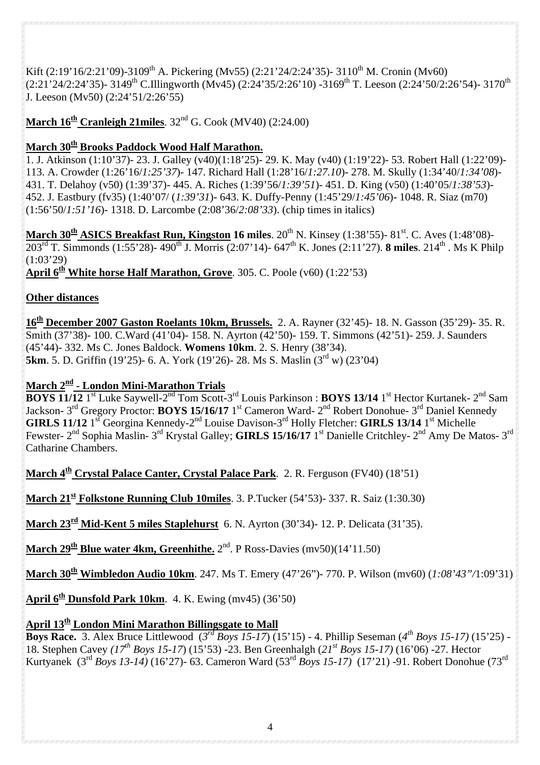Kift (2:19'16/2:21'09)-3109th A. Pickering (Mv55) (2:21'24/2:24'35)- 3110th M. Cronin (Mv60) (2:21'24/2:24'35)- 3149th C.Illingworth (Mv45) (2:24'35/2:26'10) -3169th T. Leeson (2:24'50/2:26'54)- 3170th J. Leeson (Mv50) (2:24'51/2:26'55)

**March 16th Cranleigh 21miles**. 32nd G. Cook (MV40) (2:24.00)

**March 30th Brooks Paddock Wood Half Marathon.**

1. J. Atkinson (1:10'37)- 23. J. Galley (v40)(1:18'25)- 29. K. May (v40) (1:19'22)- 53. Robert Hall (1:22'09)- 113. A. Crowder (1:26'16/*1:25'37*)- 147. Richard Hall (1:28'16/*1:27.10*)- 278. M. Skully (1:34'40/*1:34'08*)- 431. T. Delahoy (v50) (1:39'37)- 445. A. Riches (1:39'56/*1:39'51*)- 451. D. King (v50) (1:40'05/*1:38'53*)- 452. J. Eastbury (fv35) (1:40'07/ (*1:39'31*)- 643. K. Duffy-Penny (1:45'29/*1:45'06*)- 1048. R. Siaz (m70) (1:56'50/*1:51'16*)- 1318. D. Larcombe (2:08'36/*2:08'33*). (chip times in italics)

**March 30th ASICS Breakfast Run, Kingston 16 miles**. 20th N. Kinsey (1:38'55)- 81st. C. Aves (1:48'08)- 203rd T. Simmonds (1:55'28)- 490th J. Morris (2:07'14)- 647th K. Jones (2:11'27). **8 miles**. 214th . Ms K Philp (1:03'29)

**April 6th White horse Half Marathon, Grove**. 305. C. Poole (v60) (1:22'53)

**Other distances**

**16th December 2007 Gaston Roelants 10km, Brussels.** 2. A. Rayner (32'45)- 18. N. Gasson (35'29)- 35. R. Smith (37'38)- 100. C.Ward (41'04)- 158. N. Ayrton (42'50)- 159. T. Simmons (42'51)- 259. J. Saunders (45'44)- 332. Ms C. Jones Baldock. **Womens 10km**. 2. S. Henry (38'34).
**5km**. 5. D. Griffin (19'25)- 6. A. York (19'26)- 28. Ms S. Maslin (3rd w) (23'04)

**March 2nd - London Mini-Marathon Trials**

**BOYS 11/12** 1st Luke Saywell-2nd Tom Scott-3rd Louis Parkinson : **BOYS 13/14** 1st Hector Kurtanek- 2nd Sam Jackson- 3rd Gregory Proctor: **BOYS 15/16/17** 1st Cameron Ward- 2nd Robert Donohue- 3rd Daniel Kennedy **GIRLS 11/12** 1st Georgina Kennedy-2nd Louise Davison-3rd Holly Fletcher: **GIRLS 13/14** 1st Michelle Fewster- 2nd Sophia Maslin- 3rd Krystal Galley; **GIRLS 15/16/17** 1st Danielle Critchley- 2nd Amy De Matos- 3rd Catharine Chambers.

**March 4th Crystal Palace Canter, Crystal Palace Park**. 2. R. Ferguson (FV40) (18'51)

**March 21st Folkstone Running Club 10miles**. 3. P.Tucker (54'53)- 337. R. Saiz (1:30.30)

**March 23rd Mid-Kent 5 miles Staplehurst** 6. N. Ayrton (30'34)- 12. P. Delicata (31'35).

**March 29th Blue water 4km, Greenhithe.** 2nd. P Ross-Davies (mv50)(14'11.50)

**March 30th Wimbledon Audio 10km**. 247. Ms T. Emery (47'26")- 770. P. Wilson (mv60) (*1:08'43"*/1:09'31)

**April 6th Dunsfold Park 10km**. 4. K. Ewing (mv45) (36'50)

**April 13th London Mini Marathon Billingsgate to Mall**

**Boys Race.** 3. Alex Bruce Littlewood (*3rd Boys 15-17*) (15'15) - 4. Phillip Seseman (*4th Boys 15-17)* (15'25) - 18. Stephen Cavey *(17th Boys 15-17*) (15'53) -23. Ben Greenhalgh (*21st Boys 15-17)* (16'06) -27. Hector Kurtyanek (3rd *Boys 13-14)* (16'27)- 63. Cameron Ward (53rd *Boys 15-17)* (17'21) -91. Robert Donohue (73rd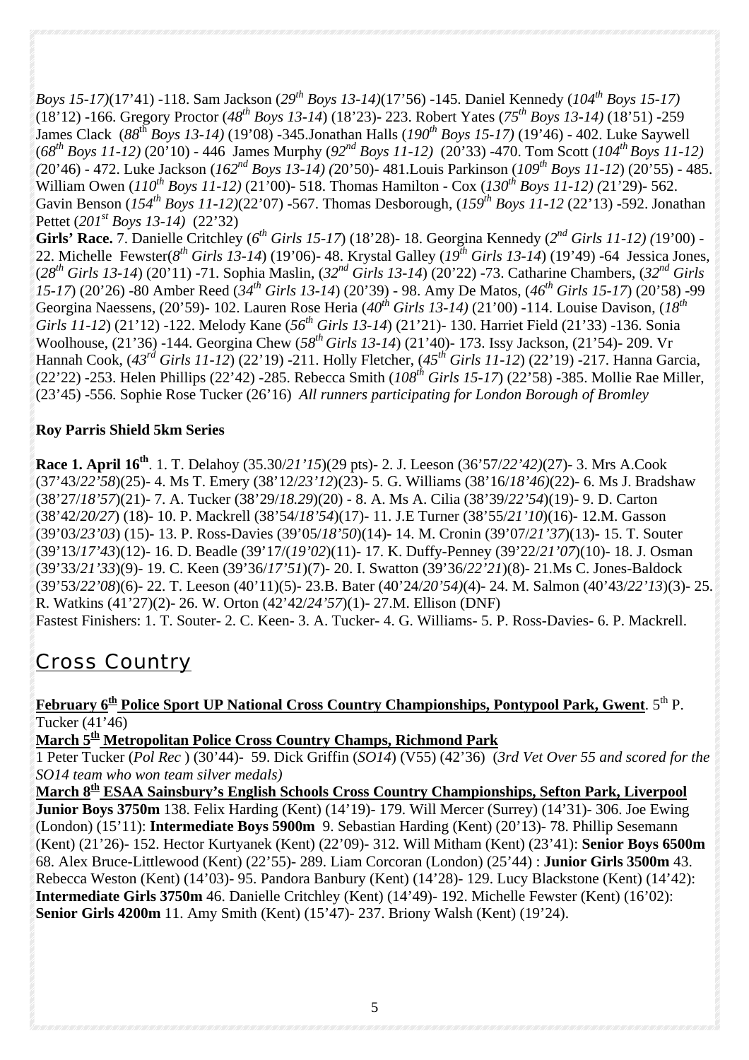*Boys 15-17)*(17'41) -118. Sam Jackson (*29th Boys 13-14)*(17'56) -145. Daniel Kennedy (*104th Boys 15-17)* (18'12) -166. Gregory Proctor (*48th Boys 13-14*) (18'23)- 223. Robert Yates (*75th Boys 13-14)* (18'51) -259 James Clack (*88th Boys 13-14)* (19'08) -345.Jonathan Halls (*190th Boys 15-17)* (19'46) - 402. Luke Saywell (*68th Boys 11-12)* (20'10) - 446 James Murphy (*92nd Boys 11-12)* (20'33) -470. Tom Scott (*104th Boys 11-12) (*20'46) - 472. Luke Jackson (*162nd Boys 13-14) (*20'50)- 481.Louis Parkinson (*109th Boys 11-12*) (20'55) - 485. William Owen (*110th Boys 11-12)* (21'00)- 518. Thomas Hamilton - Cox (*130th Boys 11-12) (*21'29)- 562. Gavin Benson (*154th Boys 11-12)*(22'07) -567. Thomas Desborough, (*159th Boys 11-12* (22'13) -592. Jonathan Pettet (*201st Boys 13-14)* (22'32)

**Girls' Race.** 7. Danielle Critchley (*6th Girls 15-17*) (18'28)- 18. Georgina Kennedy (*2nd Girls 11-12) (*19'00) - 22. Michelle Fewster(*8th Girls 13-14*) (19'06)- 48. Krystal Galley (*19th Girls 13-14*) (19'49) -64 Jessica Jones, (*28th Girls 13-14*) (20'11) -71. Sophia Maslin, (*32nd Girls 13-14*) (20'22) -73. Catharine Chambers, (*32nd Girls 15-17*) (20'26) -80 Amber Reed (*34th Girls 13-14*) (20'39) - 98. Amy De Matos, (*46th Girls 15-17*) (20'58) -99 Georgina Naessens, (20'59)- 102. Lauren Rose Heria (*40th Girls 13-14)* (21'00) -114. Louise Davison, (*18th Girls 11-12*) (21'12) -122. Melody Kane (*56th Girls 13-14*) (21'21)- 130. Harriet Field (21'33) -136. Sonia Woolhouse, (21'36) -144. Georgina Chew (*58th Girls 13-14*) (21'40)- 173. Issy Jackson, (21'54)- 209. Vr Hannah Cook, (*43rd Girls 11-12*) (22'19) -211. Holly Fletcher, (*45th Girls 11-12*) (22'19) -217. Hanna Garcia, (22'22) -253. Helen Phillips (22'42) -285. Rebecca Smith (*108th Girls 15-17*) (22'58) -385. Mollie Rae Miller, (23'45) -556. Sophie Rose Tucker (26'16) *All runners participating for London Borough of Bromley*

**Roy Parris Shield 5km Series**

**Race 1. April 16th**. 1. T. Delahoy (35.30/*21'15*)(29 pts)- 2. J. Leeson (36'57/*22'42)*(27)- 3. Mrs A.Cook (37'43/*22'58*)(25)- 4. Ms T. Emery (38'12/*23'12*)(23)- 5. G. Williams (38'16/*18'46)*(22)- 6. Ms J. Bradshaw (38'27/*18'57*)(21)- 7. A. Tucker (38'29/*18.29*)(20) - 8. A. Ms A. Cilia (38'39/*22'54*)(19)- 9. D. Carton (38'42/*20/27*) (18)- 10. P. Mackrell (38'54/*18'54*)(17)- 11. J.E Turner (38'55/*21'10*)(16)- 12.M. Gasson (39'03/*23'03*) (15)- 13. P. Ross-Davies (39'05/*18'50*)(14)- 14. M. Cronin (39'07/*21'37*)(13)- 15. T. Souter (39'13/*17'43*)(12)- 16. D. Beadle (39'17/(*19'02*)(11)- 17. K. Duffy-Penney (39'22/*21'07*)(10)- 18. J. Osman (39'33/*21'33*)(9)- 19. C. Keen (39'36/*17'51*)(7)- 20. I. Swatton (39'36/*22'21*)(8)- 21.Ms C. Jones-Baldock (39'53/*22'08*)(6)- 22. T. Leeson (40'11)(5)- 23.B. Bater (40'24/*20'54)*(4)- 24. M. Salmon (40'43/*22'13*)(3)- 25. R. Watkins (41'27)(2)- 26. W. Orton (42'42/*24'57*)(1)- 27.M. Ellison (DNF)
Fastest Finishers: 1. T. Souter- 2. C. Keen- 3. A. Tucker- 4. G. Williams- 5. P. Ross-Davies- 6. P. Mackrell.

## Cross Country

**February 6th Police Sport UP National Cross Country Championships, Pontypool Park, Gwent**. 5th P. Tucker (41'46)

**March 5th Metropolitan Police Cross Country Champs, Richmond Park**
1 Peter Tucker (*Pol Rec* ) (30'44)- 59. Dick Griffin (*SO14*) (V55) (42'36) (*3rd Vet Over 55 and scored for the SO14 team who won team silver medals)*

**March 8th ESAA Sainsbury's English Schools Cross Country Championships, Sefton Park, Liverpool**
**Junior Boys 3750m** 138. Felix Harding (Kent) (14'19)- 179. Will Mercer (Surrey) (14'31)- 306. Joe Ewing (London) (15'11): **Intermediate Boys 5900m** 9. Sebastian Harding (Kent) (20'13)- 78. Phillip Sesemann (Kent) (21'26)- 152. Hector Kurtyanek (Kent) (22'09)- 312. Will Mitham (Kent) (23'41): **Senior Boys 6500m** 68. Alex Bruce-Littlewood (Kent) (22'55)- 289. Liam Corcoran (London) (25'44) : **Junior Girls 3500m** 43. Rebecca Weston (Kent) (14'03)- 95. Pandora Banbury (Kent) (14'28)- 129. Lucy Blackstone (Kent) (14'42): **Intermediate Girls 3750m** 46. Danielle Critchley (Kent) (14'49)- 192. Michelle Fewster (Kent) (16'02): **Senior Girls 4200m** 11. Amy Smith (Kent) (15'47)- 237. Briony Walsh (Kent) (19'24).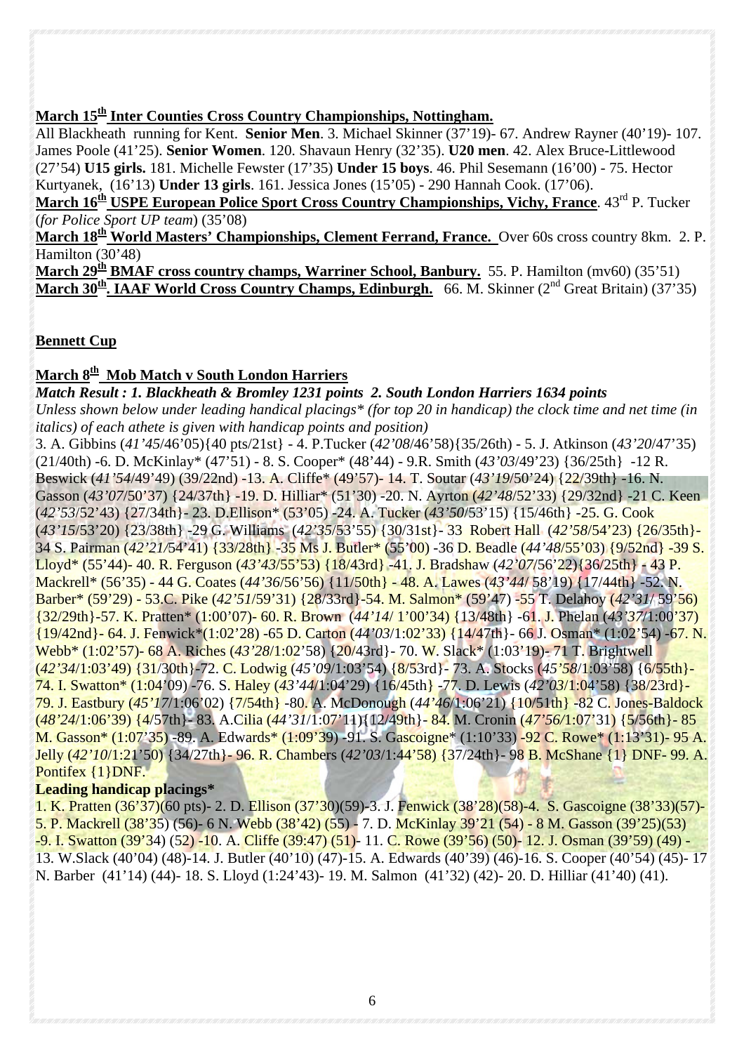**March 15th Inter Counties Cross Country Championships, Nottingham.**

All Blackheath running for Kent. **Senior Men**. 3. Michael Skinner (37'19)- 67. Andrew Rayner (40'19)- 107. James Poole (41'25). **Senior Women**. 120. Shavaun Henry (32'35). **U20 men**. 42. Alex Bruce-Littlewood (27'54) **U15 girls.** 181. Michelle Fewster (17'35) **Under 15 boys**. 46. Phil Sesemann (16'00) - 75. Hector Kurtyanek, (16'13) **Under 13 girls**. 161. Jessica Jones (15'05) - 290 Hannah Cook. (17'06).

**March 16th USPE European Police Sport Cross Country Championships, Vichy, France**. 43rd P. Tucker (*for Police Sport UP team*) (35'08)

**March 18th World Masters' Championships, Clement Ferrand, France.** Over 60s cross country 8km. 2. P. Hamilton (30'48)

**March 29th BMAF cross country champs, Warriner School, Banbury.** 55. P. Hamilton (mv60) (35'51)

**March 30th. IAAF World Cross Country Champs, Edinburgh.** 66. M. Skinner (2nd Great Britain) (37'35)

## Bennett Cup

**March 8th Mob Match v South London Harriers**

***Match Result : 1. Blackheath & Bromley 1231 points 2. South London Harriers 1634 points***

*Unless shown below under leading handical placings* (for top 20 in handicap) the clock time and net time (in italics) of each athete is given with handicap points and position)*

3. A. Gibbins (*41'45*/46'05){40 pts/21st} - 4. P.Tucker (*42'08*/46'58){35/26th} - 5. J. Atkinson (*43'20*/47'35) (21/40th) -6. D. McKinlay* (47'51) - 8. S. Cooper* (48'44) - 9.R. Smith (*43'03*/49'23) {36/25th} -12 R. Beswick (*41'54*/49'49) (39/22nd) -13. A. Cliffe* (49'57)- 14. T. Soutar (*43'19*/50'24) {22/39th} -16. N. Gasson (*43'07*/50'37) {24/37th} -19. D. Hilliar* (51'30) -20. N. Ayrton (*42'48*/52'33) {29/32nd} -21 C. Keen (*42'53*/52'43) {27/34th}- 23. D.Ellison* (53'05) -24. A. Tucker (*43'50*/53'15) {15/46th} -25. G. Cook (*43'15*/53'20) {23/38th} -29 G. Williams (*42'35*/53'55) {30/31st}- 33 Robert Hall (*42'58*/54'23) {26/35th}- 34 S. Pairman (*42'21*/54'41) {33/28th} -35 Ms J. Butler* (55'00) -36 D. Beadle (*44'48*/55'03) {9/52nd} -39 S. Lloyd* (55'44)- 40. R. Ferguson (*43'43*/55'53) {18/43rd} -41. J. Bradshaw (*42'07*/56'22){36/25th} - 43 P. Mackrell* (56'35) - 44 G. Coates (*44'36*/56'56) {11/50th} - 48. A. Lawes (*43'44*/ 58'19) {17/44th} -52. N. Barber* (59'29) - 53.C. Pike (*42'51*/59'31) {28/33rd}-54. M. Salmon* (59'47) -55 T. Delahoy (*42'31*/ 59'56) {32/29th}-57. K. Pratten* (1:00'07)- 60. R. Brown (*44'14*/ 1'00'34) {13/48th} -61. J. Phelan (*43'37*/1:00'37) {19/42nd}- 64. J. Fenwick*(1:02'28) -65 D. Carton (*44'03*/1:02'33) {14/47th}- 66 J. Osman* (1:02'54) -67. N. Webb* (1:02'57)- 68 A. Riches (*43'28*/1:02'58) {20/43rd}- 70. W. Slack* (1:03'19)- 71 T. Brightwell (*42'34*/1:03'49) {31/30th}-72. C. Lodwig (*45'09*/1:03'54) {8/53rd}- 73. A. Stocks (*45'58*/1:03'58) {6/55th}- 74. I. Swatton* (1:04'09) -76. S. Haley (*43'44*/1:04'29) {16/45th} -77. D. Lewis (*42'03*/1:04'58) {38/23rd}- 79. J. Eastbury (*45'17*/1:06'02) {7/54th} -80. A. McDonough (*44'46*/1:06'21) {10/51th} -82 C. Jones-Baldock (*48'24*/1:06'39) {4/57th}- 83. A.Cilia (*44'31*/1:07'11){12/49th}- 84. M. Cronin (*47'56*/1:07'31) {5/56th}- 85 M. Gasson* (1:07'35) -89. A. Edwards* (1:09'39) -91. S. Gascoigne* (1:10'33) -92 C. Rowe* (1:13'31)- 95 A. Jelly (*42'10*/1:21'50) {34/27th}- 96. R. Chambers (*42'03*/1:44'58) {37/24th}- 98 B. McShane {1} DNF- 99. A. Pontifex {1}DNF.

**Leading handicap placings***

1. K. Pratten (36'37)(60 pts)- 2. D. Ellison (37'30)(59)-3. J. Fenwick (38'28)(58)-4. S. Gascoigne (38'33)(57)- 5. P. Mackrell (38'35) (56)- 6 N. Webb (38'42) (55) - 7. D. McKinlay 39'21 (54) - 8 M. Gasson (39'25)(53) -9. I. Swatton (39'34) (52) -10. A. Cliffe (39:47) (51)- 11. C. Rowe (39'56) (50)- 12. J. Osman (39'59) (49) - 13. W.Slack (40'04) (48)-14. J. Butler (40'10) (47)-15. A. Edwards (40'39) (46)-16. S. Cooper (40'54) (45)- 17 N. Barber (41'14) (44)- 18. S. Lloyd (1:24'43)- 19. M. Salmon (41'32) (42)- 20. D. Hilliar (41'40) (41).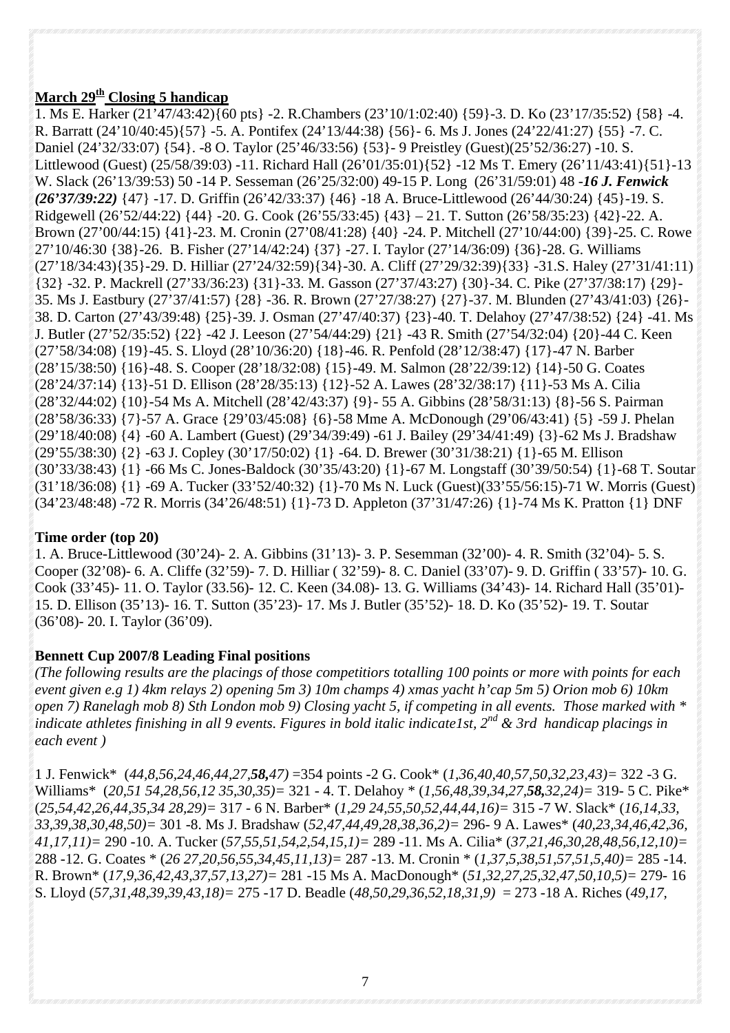**March 29th Closing 5 handicap**

1. Ms E. Harker (21'47/43:42){60 pts} -2. R.Chambers (23'10/1:02:40) {59}-3. D. Ko (23'17/35:52) {58} -4. R. Barratt (24'10/40:45){57} -5. A. Pontifex (24'13/44:38) {56}- 6. Ms J. Jones (24'22/41:27) {55} -7. C. Daniel (24'32/33:07) {54}. -8 O. Taylor (25'46/33:56) {53}- 9 Preistley (Guest)(25'52/36:27) -10. S. Littlewood (Guest) (25/58/39:03) -11. Richard Hall (26'01/35:01){52} -12 Ms T. Emery (26'11/43:41){51}-13 W. Slack (26'13/39:53) 50 -14 P. Sesseman (26'25/32:00) 49-15 P. Long (26'31/59:01) 48 -*16 J. Fenwick (26'37/39:22)* {47} -17. D. Griffin (26'42/33:37) {46} -18 A. Bruce-Littlewood (26'44/30:24) {45}-19. S. Ridgewell (26'52/44:22) {44} -20. G. Cook (26'55/33:45) {43} – 21. T. Sutton (26'58/35:23) {42}-22. A. Brown (27'00/44:15) {41}-23. M. Cronin (27'08/41:28) {40} -24. P. Mitchell (27'10/44:00) {39}-25. C. Rowe 27'10/46:30 {38}-26. B. Fisher (27'14/42:24) {37} -27. I. Taylor (27'14/36:09) {36}-28. G. Williams (27'18/34:43){35}-29. D. Hilliar (27'24/32:59){34}-30. A. Cliff (27'29/32:39){33} -31.S. Haley (27'31/41:11) {32} -32. P. Mackrell (27'33/36:23) {31}-33. M. Gasson (27'37/43:27) {30}-34. C. Pike (27'37/38:17) {29}- 35. Ms J. Eastbury (27'37/41:57) {28} -36. R. Brown (27'27/38:27) {27}-37. M. Blunden (27'43/41:03) {26}- 38. D. Carton (27'43/39:48) {25}-39. J. Osman (27'47/40:37) {23}-40. T. Delahoy (27'47/38:52) {24} -41. Ms J. Butler (27'52/35:52) {22} -42 J. Leeson (27'54/44:29) {21} -43 R. Smith (27'54/32:04) {20}-44 C. Keen (27'58/34:08) {19}-45. S. Lloyd (28'10/36:20) {18}-46. R. Penfold (28'12/38:47) {17}-47 N. Barber (28'15/38:50) {16}-48. S. Cooper (28'18/32:08) {15}-49. M. Salmon (28'22/39:12) {14}-50 G. Coates (28'24/37:14) {13}-51 D. Ellison (28'28/35:13) {12}-52 A. Lawes (28'32/38:17) {11}-53 Ms A. Cilia (28'32/44:02) {10}-54 Ms A. Mitchell (28'42/43:37) {9}- 55 A. Gibbins (28'58/31:13) {8}-56 S. Pairman (28'58/36:33) {7}-57 A. Grace {29'03/45:08} {6}-58 Mme A. McDonough (29'06/43:41) {5} -59 J. Phelan (29'18/40:08) {4} -60 A. Lambert (Guest) (29'34/39:49) -61 J. Bailey (29'34/41:49) {3}-62 Ms J. Bradshaw (29'55/38:30) {2} -63 J. Copley (30'17/50:02) {1} -64. D. Brewer (30'31/38:21) {1}-65 M. Ellison (30'33/38:43) {1} -66 Ms C. Jones-Baldock (30'35/43:20) {1}-67 M. Longstaff (30'39/50:54) {1}-68 T. Soutar (31'18/36:08) {1} -69 A. Tucker (33'52/40:32) {1}-70 Ms N. Luck (Guest)(33'55/56:15)-71 W. Morris (Guest) (34'23/48:48) -72 R. Morris (34'26/48:51) {1}-73 D. Appleton (37'31/47:26) {1}-74 Ms K. Pratton {1} DNF

**Time order (top 20)**

1. A. Bruce-Littlewood (30'24)- 2. A. Gibbins (31'13)- 3. P. Sesemman (32'00)- 4. R. Smith (32'04)- 5. S. Cooper (32'08)- 6. A. Cliffe (32'59)- 7. D. Hilliar ( 32'59)- 8. C. Daniel (33'07)- 9. D. Griffin ( 33'57)- 10. G. Cook (33'45)- 11. O. Taylor (33.56)- 12. C. Keen (34.08)- 13. G. Williams (34'43)- 14. Richard Hall (35'01)- 15. D. Ellison (35'13)- 16. T. Sutton (35'23)- 17. Ms J. Butler (35'52)- 18. D. Ko (35'52)- 19. T. Soutar (36'08)- 20. I. Taylor (36'09).

**Bennett Cup 2007/8 Leading Final positions**

*(The following results are the placings of those competitiors totalling 100 points or more with points for each event given e.g 1) 4km relays 2) opening 5m 3) 10m champs 4) xmas yacht h'cap 5m 5) Orion mob 6) 10km open 7) Ranelagh mob 8) Sth London mob 9) Closing yacht 5, if competing in all events. Those marked with * indicate athletes finishing in all 9 events. Figures in bold italic indicate1st, 2nd & 3rd handicap placings in each event )*

1 J. Fenwick* (*44,8,56,24,46,44,27,**58,**47)* =354 points -2 G. Cook* (*1,36,40,40,57,50,32,23,43)=* 322 -3 G. Williams* (*20,51 54,28,56,12 35,30,35)=* 321 - 4. T. Delahoy * (*1,56,48,39,34,27,**58,**32,24)=* 319- 5 C. Pike* (*25,54,42,26,44,35,34 28,29)=* 317 - 6 N. Barber* (*1,29 24,55,50,52,44,44,16)=* 315 -7 W. Slack* (*16,14,33, 33,39,38,30,48,50)=* 301 -8. Ms J. Bradshaw (*52,47,44,49,28,38,36,2)=* 296- 9 A. Lawes* (*40,23,34,46,42,36, 41,17,11)=* 290 -10. A. Tucker (*57,55,51,54,2,54,15,1)=* 289 -11. Ms A. Cilia* (*37,21,46,30,28,48,56,12,10)=* 288 -12. G. Coates * (*26 27,20,56,55,34,45,11,13)=* 287 -13. M. Cronin * (*1,37,5,38,51,57,51,5,40)=* 285 -14. R. Brown* (*17,9,36,42,43,37,57,13,27)=* 281 -15 Ms A. MacDonough* (*51,32,27,25,32,47,50,10,5)=* 279- 16 S. Lloyd (*57,31,48,39,39,43,18)=* 275 -17 D. Beadle (*48,50,29,36,52,18,31,9)* = 273 -18 A. Riches (*49,17,*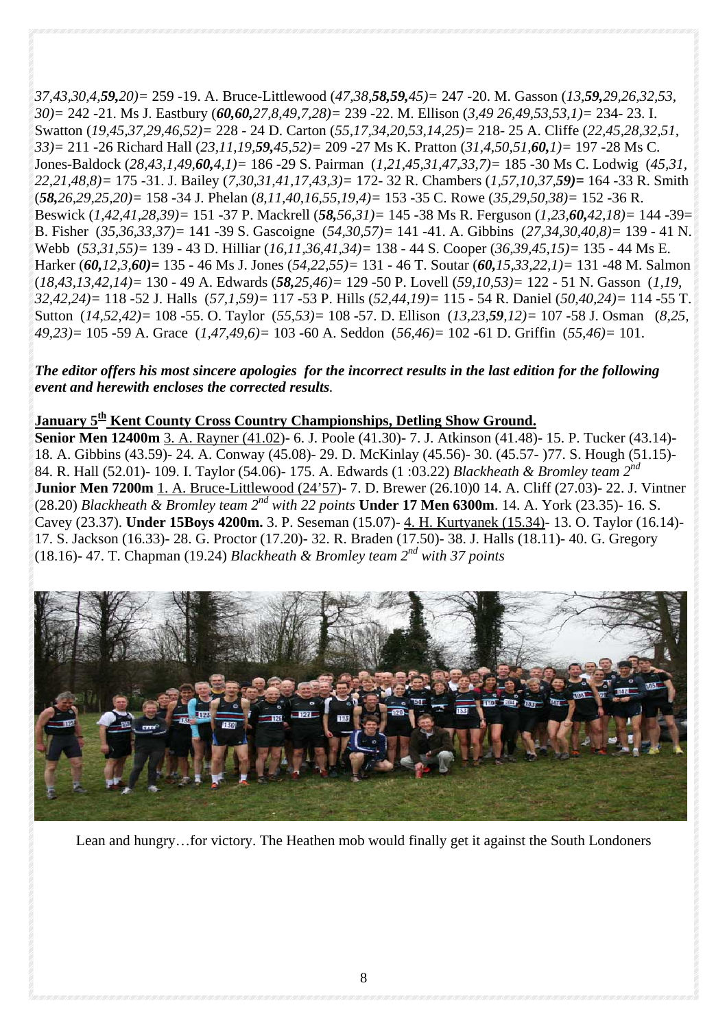*37,43,30,4,**59,**20)=* 259 -19. A. Bruce-Littlewood (*47,38,**58,59,**45)=* 247 -20. M. Gasson (*13,**59,**29,26,32,53, 30)=* 242 -21. Ms J. Eastbury (***60,60,**27,8,49,7,28)=* 239 -22. M. Ellison (*3,49 26,49,53,53,1)=* 234- 23. I. Swatton (*19,45,37,29,46,52)=* 228 - 24 D. Carton (*55,17,34,20,53,14,25)=* 218- 25 A. Cliffe (*22,45,28,32,51, 33)=* 211 -26 Richard Hall (*23,11,19,**59,**45,52)=* 209 -27 Ms K. Pratton (*31,4,50,51,**60,**1)=* 197 -28 Ms C. Jones-Baldock (*28,43,1,49,**60,**4,1)=* 186 -29 S. Pairman (*1,21,45,31,47,33,7)=* 185 -30 Ms C. Lodwig (*45,31, 22,21,48,8)=* 175 -31. J. Bailey (*7,30,31,41,17,43,3)=* 172- 32 R. Chambers (*1,57,10,37,**59)=*** 164 -33 R. Smith (***58,**26,29,25,20)=* 158 -34 J. Phelan (*8,11,40,16,55,19,4)=* 153 -35 C. Rowe (*35,29,50,38)=* 152 -36 R. Beswick (*1,42,41,28,39)=* 151 -37 P. Mackrell (***58,**56,31)=* 145 -38 Ms R. Ferguson (*1,23,**60,**42,18)=* 144 -39= B. Fisher (*35,36,33,37)=* 141 -39 S. Gascoigne (*54,30,57)=* 141 -41. A. Gibbins (*27,34,30,40,8)=* 139 - 41 N. Webb (*53,31,55)=* 139 - 43 D. Hilliar (*16,11,36,41,34)=* 138 - 44 S. Cooper (*36,39,45,15)=* 135 - 44 Ms E. Harker (***60,**12,3,**60)=*** 135 - 46 Ms J. Jones (*54,22,55)=* 131 - 46 T. Soutar (***60,**15,33,22,1)=* 131 -48 M. Salmon (*18,43,13,42,14)=* 130 - 49 A. Edwards (***58,**25,46)=* 129 -50 P. Lovell (*59,10,53)=* 122 - 51 N. Gasson (*1,19, 32,42,24)=* 118 -52 J. Halls (*57,1,59)=* 117 -53 P. Hills (*52,44,19)=* 115 - 54 R. Daniel (*50,40,24)=* 114 -55 T. Sutton (*14,52,42)=* 108 -55. O. Taylor (*55,53)=* 108 -57. D. Ellison (*13,23,**59,**12)=* 107 -58 J. Osman (*8,25, 49,23)=* 105 -59 A. Grace (*1,47,49,6)=* 103 -60 A. Seddon (*56,46)=* 102 -61 D. Griffin (*55,46)=* 101.

***The editor offers his most sincere apologies for the incorrect results in the last edition for the following event and herewith encloses the corrected results.***

**January 5th Kent County Cross Country Championships, Detling Show Ground.**

**Senior Men 12400m** 3. A. Rayner (41.02)- 6. J. Poole (41.30)- 7. J. Atkinson (41.48)- 15. P. Tucker (43.14)- 18. A. Gibbins (43.59)- 24. A. Conway (45.08)- 29. D. McKinlay (45.56)- 30. (45.57- )77. S. Hough (51.15)- 84. R. Hall (52.01)- 109. I. Taylor (54.06)- 175. A. Edwards (1 :03.22) *Blackheath & Bromley team 2nd* **Junior Men 7200m** 1. A. Bruce-Littlewood (24'57)- 7. D. Brewer (26.10)0 14. A. Cliff (27.03)- 22. J. Vintner (28.20) *Blackheath & Bromley team 2nd with 22 points* **Under 17 Men 6300m**. 14. A. York (23.35)- 16. S. Cavey (23.37). **Under 15Boys 4200m.** 3. P. Seseman (15.07)- 4. H. Kurtyanek (15.34)- 13. O. Taylor (16.14)- 17. S. Jackson (16.33)- 28. G. Proctor (17.20)- 32. R. Braden (17.50)- 38. J. Halls (18.11)- 40. G. Gregory (18.16)- 47. T. Chapman (19.24) *Blackheath & Bromley team 2nd with 37 points*

Lean and hungry…for victory. The Heathen mob would finally get it against the South Londoners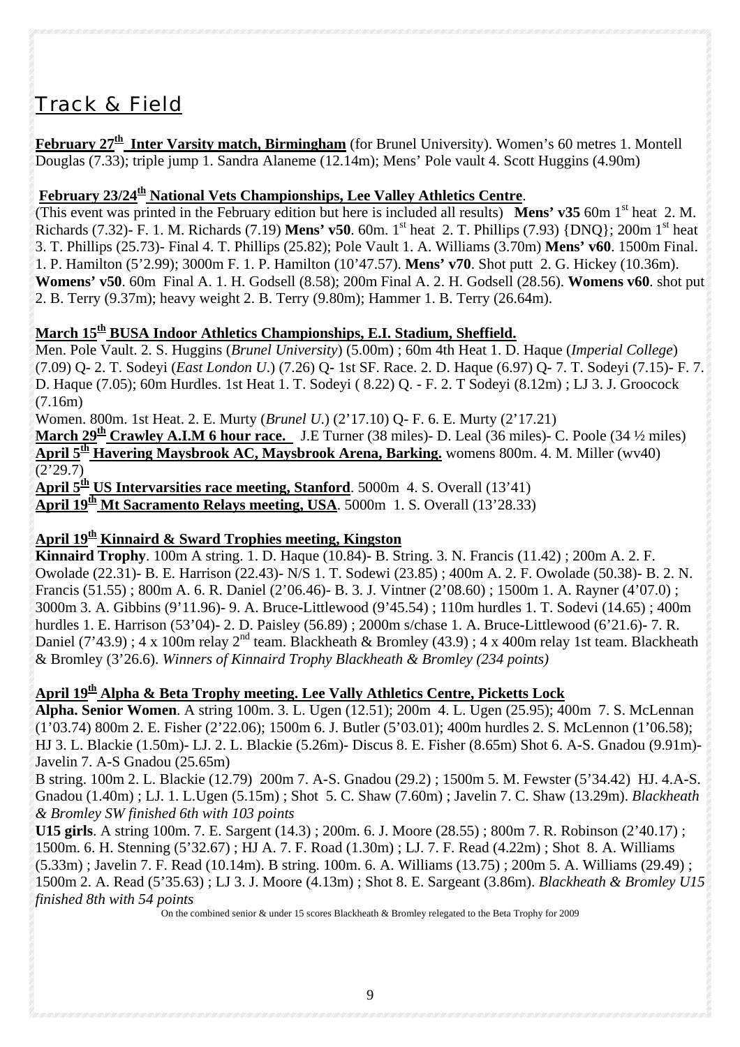# Track & Field

**February 27th Inter Varsity match, Birmingham** (for Brunel University). Women's 60 metres 1. Montell Douglas (7.33); triple jump 1. Sandra Alaneme (12.14m); Mens' Pole vault 4. Scott Huggins (4.90m)

**February 23/24th National Vets Championships, Lee Valley Athletics Centre**.
(This event was printed in the February edition but here is included all results) **Mens' v35** 60m 1st heat 2. M. Richards (7.32)- F. 1. M. Richards (7.19) **Mens' v50**. 60m. 1st heat 2. T. Phillips (7.93) {DNQ}; 200m 1st heat 3. T. Phillips (25.73)- Final 4. T. Phillips (25.82); Pole Vault 1. A. Williams (3.70m) **Mens' v60**. 1500m Final. 1. P. Hamilton (5'2.99); 3000m F. 1. P. Hamilton (10'47.57). **Mens' v70**. Shot putt 2. G. Hickey (10.36m). **Womens' v50**. 60m Final A. 1. H. Godsell (8.58); 200m Final A. 2. H. Godsell (28.56). **Womens v60**. shot put 2. B. Terry (9.37m); heavy weight 2. B. Terry (9.80m); Hammer 1. B. Terry (26.64m).

**March 15th BUSA Indoor Athletics Championships, E.I. Stadium, Sheffield.**
Men. Pole Vault. 2. S. Huggins (*Brunel University*) (5.00m) ; 60m 4th Heat 1. D. Haque (*Imperial College*) (7.09) Q- 2. T. Sodeyi (*East London U*.) (7.26) Q- 1st SF. Race. 2. D. Haque (6.97) Q- 7. T. Sodeyi (7.15)- F. 7. D. Haque (7.05); 60m Hurdles. 1st Heat 1. T. Sodeyi ( 8.22) Q. - F. 2. T Sodeyi (8.12m) ; LJ 3. J. Groocock (7.16m)
Women. 800m. 1st Heat. 2. E. Murty (*Brunel U*.) (2'17.10) Q- F. 6. E. Murty (2'17.21)
**March 29th Crawley A.I.M 6 hour race.** J.E Turner (38 miles)- D. Leal (36 miles)- C. Poole (34 ½ miles)
**April 5th Havering Maysbrook AC, Maysbrook Arena, Barking.** womens 800m. 4. M. Miller (wv40) (2'29.7)
**April 5th US Intervarsities race meeting, Stanford**. 5000m 4. S. Overall (13'41)
**April 19th Mt Sacramento Relays meeting, USA**. 5000m 1. S. Overall (13'28.33)

**April 19th Kinnaird & Sward Trophies meeting, Kingston**
**Kinnaird Trophy**. 100m A string. 1. D. Haque (10.84)- B. String. 3. N. Francis (11.42) ; 200m A. 2. F. Owolade (22.31)- B. E. Harrison (22.43)- N/S 1. T. Sodewi (23.85) ; 400m A. 2. F. Owolade (50.38)- B. 2. N. Francis (51.55) ; 800m A. 6. R. Daniel (2'06.46)- B. 3. J. Vintner (2'08.60) ; 1500m 1. A. Rayner (4'07.0) ; 3000m 3. A. Gibbins (9'11.96)- 9. A. Bruce-Littlewood (9'45.54) ; 110m hurdles 1. T. Sodevi (14.65) ; 400m hurdles 1. E. Harrison (53'04)- 2. D. Paisley (56.89) ; 2000m s/chase 1. A. Bruce-Littlewood (6'21.6)- 7. R. Daniel (7'43.9) ; 4 x 100m relay 2nd team. Blackheath & Bromley (43.9) ; 4 x 400m relay 1st team. Blackheath & Bromley (3'26.6). *Winners of Kinnaird Trophy Blackheath & Bromley (234 points)*

**April 19th Alpha & Beta Trophy meeting. Lee Vally Athletics Centre, Picketts Lock**
**Alpha. Senior Women**. A string 100m. 3. L. Ugen (12.51); 200m 4. L. Ugen (25.95); 400m 7. S. McLennan (1'03.74) 800m 2. E. Fisher (2'22.06); 1500m 6. J. Butler (5'03.01); 400m hurdles 2. S. McLennon (1'06.58); HJ 3. L. Blackie (1.50m)- LJ. 2. L. Blackie (5.26m)- Discus 8. E. Fisher (8.65m) Shot 6. A-S. Gnadou (9.91m)- Javelin 7. A-S Gnadou (25.65m)
B string. 100m 2. L. Blackie (12.79) 200m 7. A-S. Gnadou (29.2) ; 1500m 5. M. Fewster (5'34.42) HJ. 4.A-S. Gnadou (1.40m) ; LJ. 1. L.Ugen (5.15m) ; Shot 5. C. Shaw (7.60m) ; Javelin 7. C. Shaw (13.29m). *Blackheath & Bromley SW finished 6th with 103 points*
**U15 girls**. A string 100m. 7. E. Sargent (14.3) ; 200m. 6. J. Moore (28.55) ; 800m 7. R. Robinson (2'40.17) ; 1500m. 6. H. Stenning (5'32.67) ; HJ A. 7. F. Road (1.30m) ; LJ. 7. F. Read (4.22m) ; Shot 8. A. Williams (5.33m) ; Javelin 7. F. Read (10.14m). B string. 100m. 6. A. Williams (13.75) ; 200m 5. A. Williams (29.49) ; 1500m 2. A. Read (5'35.63) ; LJ 3. J. Moore (4.13m) ; Shot 8. E. Sargeant (3.86m). *Blackheath & Bromley U15 finished 8th with 54 points*

On the combined senior & under 15 scores Blackheath & Bromley relegated to the Beta Trophy for 2009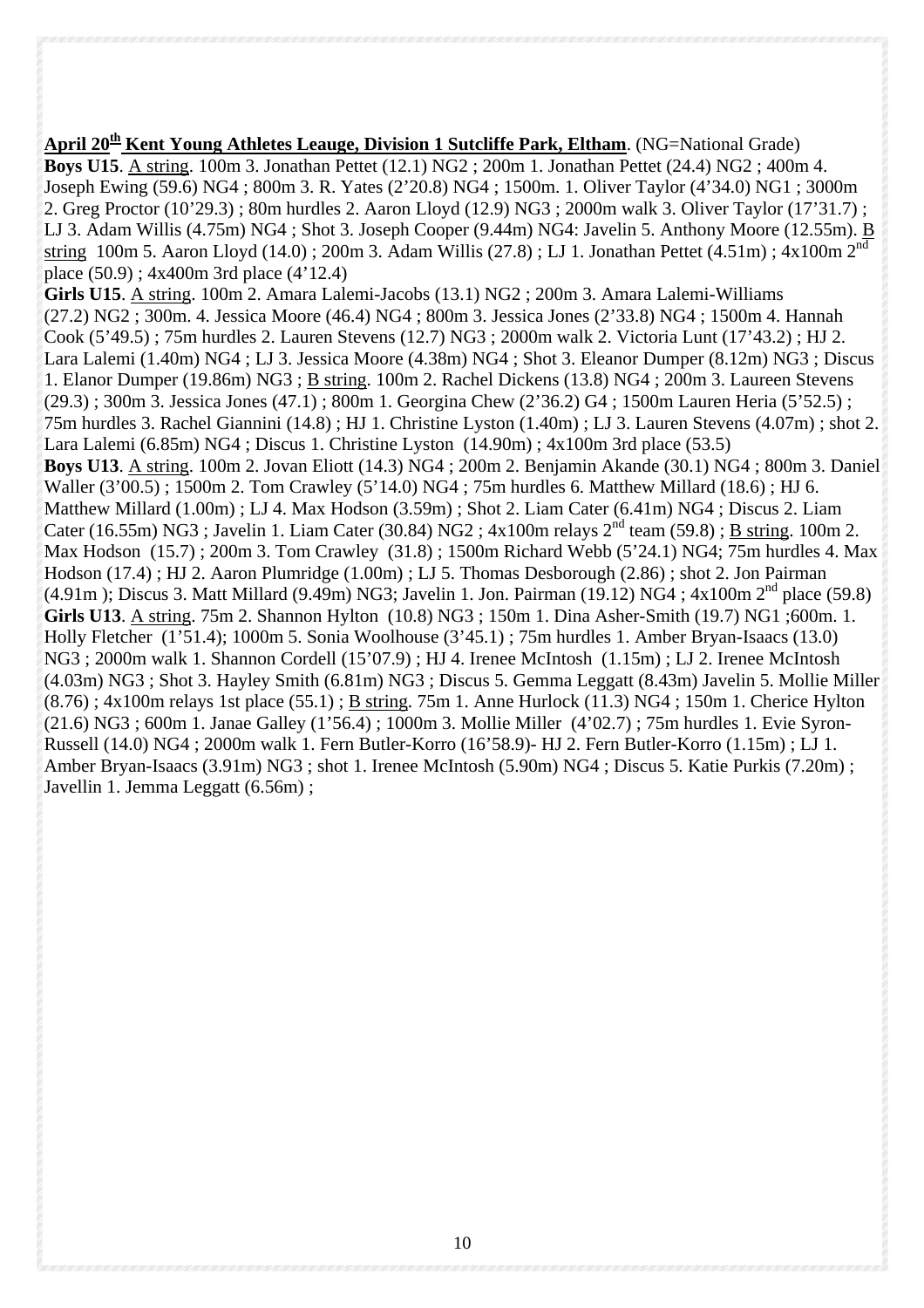**April 20th Kent Young Athletes Leauge, Division 1 Sutcliffe Park, Eltham**. (NG=National Grade)

**Boys U15**. A string. 100m 3. Jonathan Pettet (12.1) NG2 ; 200m 1. Jonathan Pettet (24.4) NG2 ; 400m 4. Joseph Ewing (59.6) NG4 ; 800m 3. R. Yates (2'20.8) NG4 ; 1500m. 1. Oliver Taylor (4'34.0) NG1 ; 3000m 2. Greg Proctor (10'29.3) ; 80m hurdles 2. Aaron Lloyd (12.9) NG3 ; 2000m walk 3. Oliver Taylor (17'31.7) ; LJ 3. Adam Willis (4.75m) NG4 ; Shot 3. Joseph Cooper (9.44m) NG4: Javelin 5. Anthony Moore (12.55m). B string 100m 5. Aaron Lloyd (14.0) ; 200m 3. Adam Willis (27.8) ; LJ 1. Jonathan Pettet (4.51m) ; 4x100m 2nd place (50.9) ; 4x400m 3rd place (4'12.4)

**Girls U15**. A string. 100m 2. Amara Lalemi-Jacobs (13.1) NG2 ; 200m 3. Amara Lalemi-Williams (27.2) NG2 ; 300m. 4. Jessica Moore (46.4) NG4 ; 800m 3. Jessica Jones (2'33.8) NG4 ; 1500m 4. Hannah Cook (5'49.5) ; 75m hurdles 2. Lauren Stevens (12.7) NG3 ; 2000m walk 2. Victoria Lunt (17'43.2) ; HJ 2. Lara Lalemi (1.40m) NG4 ; LJ 3. Jessica Moore (4.38m) NG4 ; Shot 3. Eleanor Dumper (8.12m) NG3 ; Discus 1. Elanor Dumper (19.86m) NG3 ; B string. 100m 2. Rachel Dickens (13.8) NG4 ; 200m 3. Laureen Stevens (29.3) ; 300m 3. Jessica Jones (47.1) ; 800m 1. Georgina Chew (2'36.2) G4 ; 1500m Lauren Heria (5'52.5) ; 75m hurdles 3. Rachel Giannini (14.8) ; HJ 1. Christine Lyston (1.40m) ; LJ 3. Lauren Stevens (4.07m) ; shot 2. Lara Lalemi (6.85m) NG4 ; Discus 1. Christine Lyston (14.90m) ; 4x100m 3rd place (53.5)

**Boys U13**. A string. 100m 2. Jovan Eliott (14.3) NG4 ; 200m 2. Benjamin Akande (30.1) NG4 ; 800m 3. Daniel Waller (3'00.5) ; 1500m 2. Tom Crawley (5'14.0) NG4 ; 75m hurdles 6. Matthew Millard (18.6) ; HJ 6. Matthew Millard (1.00m) ; LJ 4. Max Hodson (3.59m) ; Shot 2. Liam Cater (6.41m) NG4 ; Discus 2. Liam Cater (16.55m) NG3 ; Javelin 1. Liam Cater (30.84) NG2 ; 4x100m relays 2nd team (59.8) ; B string. 100m 2. Max Hodson (15.7) ; 200m 3. Tom Crawley (31.8) ; 1500m Richard Webb (5'24.1) NG4; 75m hurdles 4. Max Hodson (17.4) ; HJ 2. Aaron Plumridge (1.00m) ; LJ 5. Thomas Desborough (2.86) ; shot 2. Jon Pairman (4.91m ); Discus 3. Matt Millard (9.49m) NG3; Javelin 1. Jon. Pairman (19.12) NG4 ; 4x100m 2nd place (59.8)

**Girls U13**. A string. 75m 2. Shannon Hylton (10.8) NG3 ; 150m 1. Dina Asher-Smith (19.7) NG1 ;600m. 1. Holly Fletcher (1'51.4); 1000m 5. Sonia Woolhouse (3'45.1) ; 75m hurdles 1. Amber Bryan-Isaacs (13.0) NG3 ; 2000m walk 1. Shannon Cordell (15'07.9) ; HJ 4. Irenee McIntosh (1.15m) ; LJ 2. Irenee McIntosh (4.03m) NG3 ; Shot 3. Hayley Smith (6.81m) NG3 ; Discus 5. Gemma Leggatt (8.43m) Javelin 5. Mollie Miller (8.76) ; 4x100m relays 1st place (55.1) ; B string. 75m 1. Anne Hurlock (11.3) NG4 ; 150m 1. Cherice Hylton (21.6) NG3 ; 600m 1. Janae Galley (1'56.4) ; 1000m 3. Mollie Miller (4'02.7) ; 75m hurdles 1. Evie Syron-Russell (14.0) NG4 ; 2000m walk 1. Fern Butler-Korro (16'58.9)- HJ 2. Fern Butler-Korro (1.15m) ; LJ 1. Amber Bryan-Isaacs (3.91m) NG3 ; shot 1. Irenee McIntosh (5.90m) NG4 ; Discus 5. Katie Purkis (7.20m) ; Javellin 1. Jemma Leggatt (6.56m) ;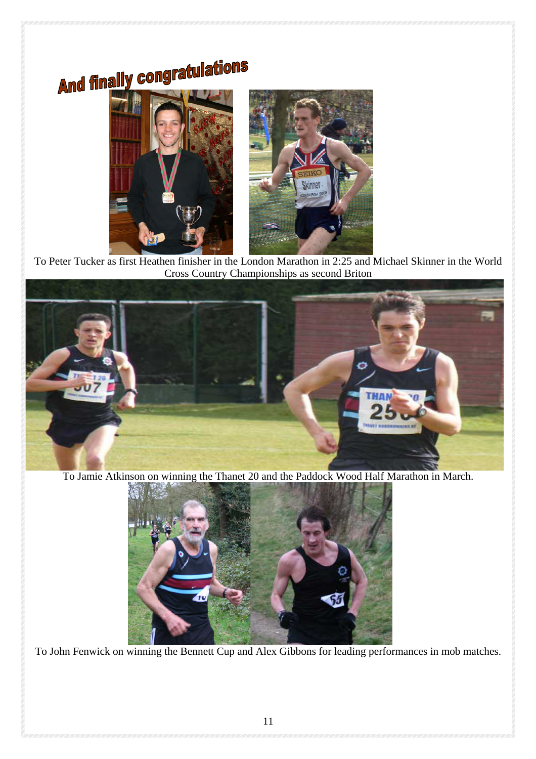# And finally congratulations

To Peter Tucker as first Heathen finisher in the London Marathon in 2:25 and Michael Skinner in the World Cross Country Championships as second Briton

To Jamie Atkinson on winning the Thanet 20 and the Paddock Wood Half Marathon in March.

To John Fenwick on winning the Bennett Cup and Alex Gibbons for leading performances in mob matches.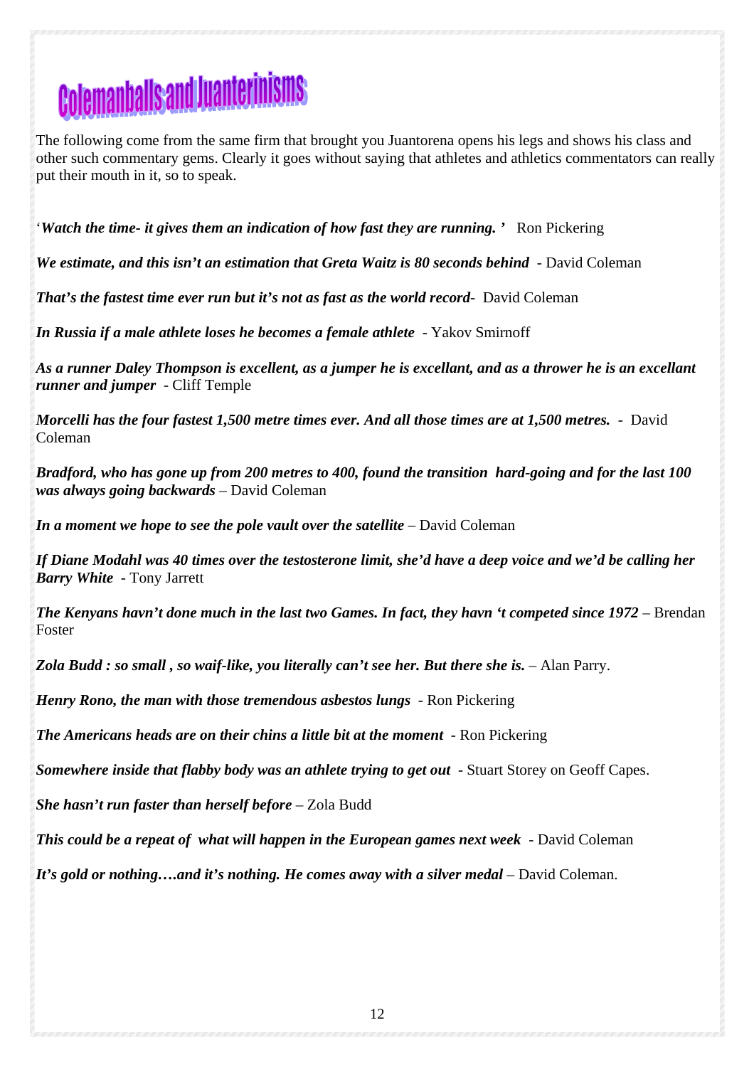# Colemanballs and Juanterinisms

The following come from the same firm that brought you Juantorena opens his legs and shows his class and other such commentary gems. Clearly it goes without saying that athletes and athletics commentators can really put their mouth in it, so to speak.

'***Watch the time- it gives them an indication of how fast they are running. '*** Ron Pickering

***We estimate, and this isn't an estimation that Greta Waitz is 80 seconds behind*** - David Coleman

***That's the fastest time ever run but it's not as fast as the world record***- David Coleman

***In Russia if a male athlete loses he becomes a female athlete*** - Yakov Smirnoff

***As a runner Daley Thompson is excellent, as a jumper he is excellant, and as a thrower he is an excellant runner and jumper*** - Cliff Temple

***Morcelli has the four fastest 1,500 metre times ever. And all those times are at 1,500 metres.*** - David Coleman

***Bradford, who has gone up from 200 metres to 400, found the transition hard-going and for the last 100 was always going backwards*** – David Coleman

***In a moment we hope to see the pole vault over the satellite*** – David Coleman

***If Diane Modahl was 40 times over the testosterone limit, she'd have a deep voice and we'd be calling her Barry White*** - Tony Jarrett

***The Kenyans havn't done much in the last two Games. In fact, they havn 't competed since 1972*** – Brendan Foster

***Zola Budd : so small , so waif-like, you literally can't see her. But there she is.*** – Alan Parry.

***Henry Rono, the man with those tremendous asbestos lungs*** - Ron Pickering

***The Americans heads are on their chins a little bit at the moment*** - Ron Pickering

***Somewhere inside that flabby body was an athlete trying to get out*** - Stuart Storey on Geoff Capes.

***She hasn't run faster than herself before*** – Zola Budd

***This could be a repeat of what will happen in the European games next week*** - David Coleman

***It's gold or nothing….and it's nothing. He comes away with a silver medal*** – David Coleman.